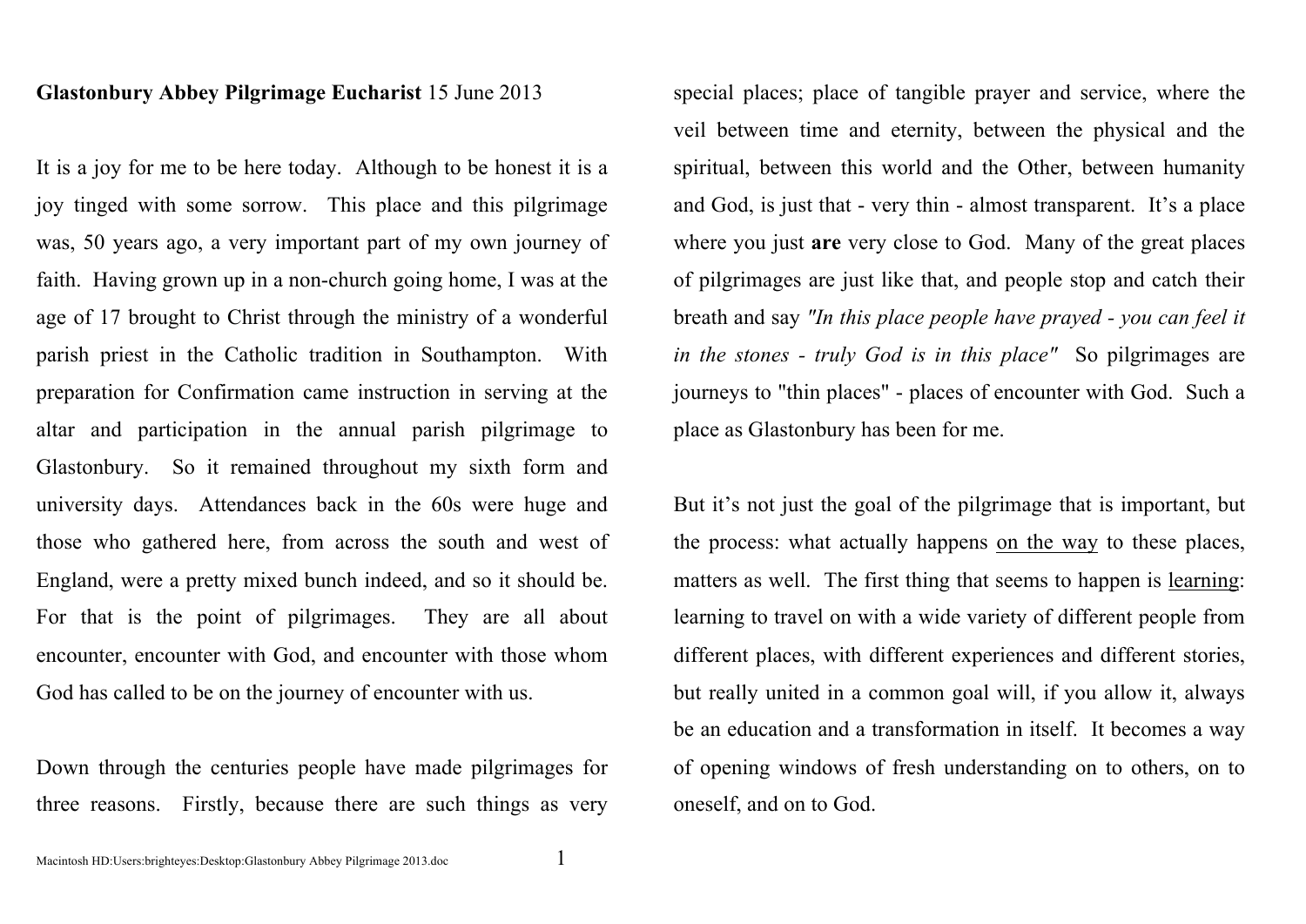**Glastonbury Abbey Pilgrimage Eucharist** 15 June 2013

It is a joy for me to be here today. Although to be honest it is a joy tinged with some sorrow. This place and this pilgrimage was, 50 years ago, a very important part of my own journey of faith. Having grown up in a non-church going home, I was at the age of 17 brought to Christ through the ministry of a wonderful parish priest in the Catholic tradition in Southampton. With preparation for Confirmation came instruction in serving at the altar and participation in the annual parish pilgrimage to Glastonbury. So it remained throughout my sixth form and university days. Attendances back in the 60s were huge and those who gathered here, from across the south and west of England, were a pretty mixed bunch indeed, and so it should be. For that is the point of pilgrimages. They are all about encounter, encounter with God, and encounter with those whom God has called to be on the journey of encounter with us.

Down through the centuries people have made pilgrimages for three reasons. Firstly, because there are such things as very special places; place of tangible prayer and service, where the veil between time and eternity, between the physical and the spiritual, between this world and the Other, between humanity and God, is just that - very thin - almost transparent. It's a place where you just **are** very close to God. Many of the great places of pilgrimages are just like that, and people stop and catch their breath and say *"In this place people have prayed - you can feel it in the stones - truly God is in this place"* So pilgrimages are journeys to "thin places" - places of encounter with God. Such a place as Glastonbury has been for me.

But it's not just the goal of the pilgrimage that is important, but the process: what actually happens <u>on the way</u> to these places, matters as well. The first thing that seems to happen is <u>learning</u>: learning to travel on with a wide variety of different people from different places, with different experiences and different stories, but really united in a common goal will, if you allow it, always be an education and a transformation in itself. It becomes a way of opening windows of fresh understanding on to others, on to oneself, and on to God.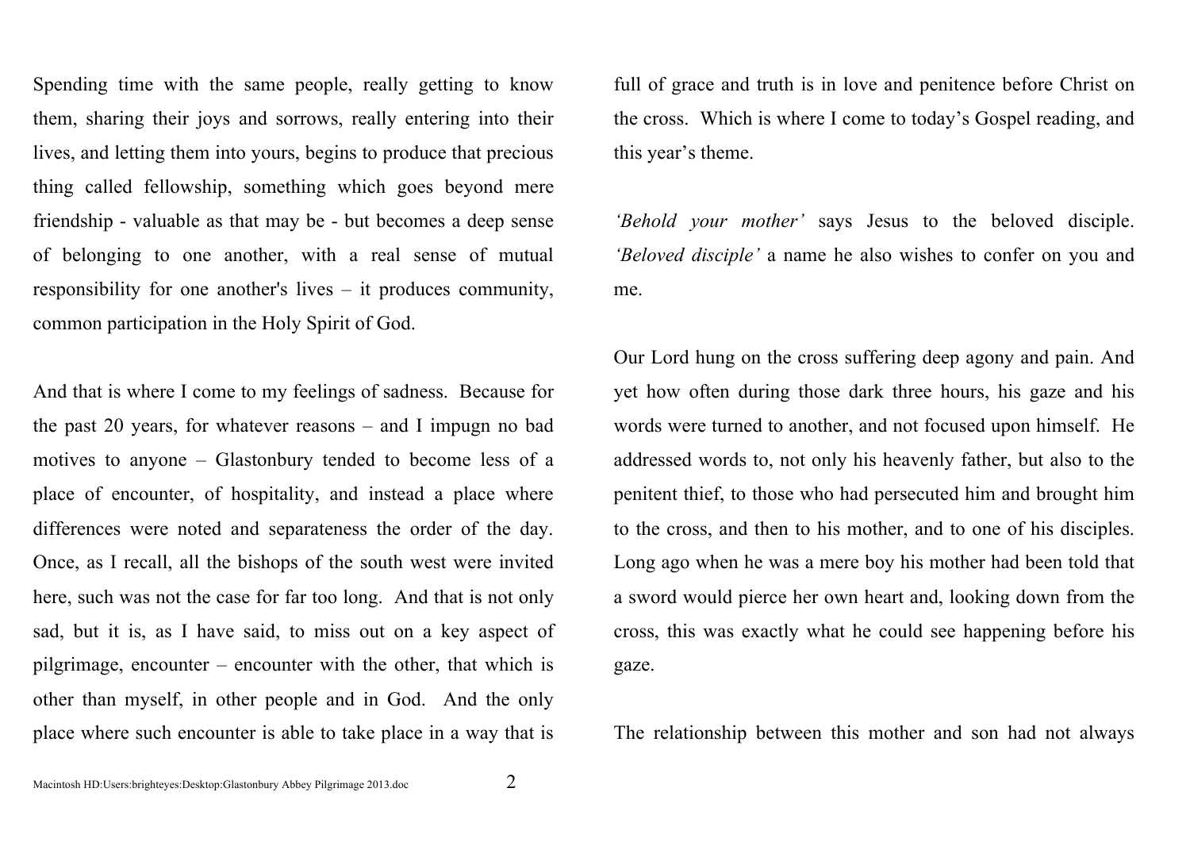Spending time with the same people, really getting to know them, sharing their joys and sorrows, really entering into their lives, and letting them into yours, begins to produce that precious thing called fellowship, something which goes beyond mere friendship - valuable as that may be - but becomes a deep sense of belonging to one another, with a real sense of mutual responsibility for one another's lives – it produces community, common participation in the Holy Spirit of God.

And that is where I come to my feelings of sadness. Because for the past 20 years, for whatever reasons – and I impugn no bad motives to anyone – Glastonbury tended to become less of a place of encounter, of hospitality, and instead a place where differences were noted and separateness the order of the day. Once, as I recall, all the bishops of the south west were invited here, such was not the case for far too long. And that is not only sad, but it is, as I have said, to miss out on a key aspect of pilgrimage, encounter – encounter with the other, that which is other than myself, in other people and in God. And the only place where such encounter is able to take place in a way that is full of grace and truth is in love and penitence before Christ on the cross. Which is where I come to today's Gospel reading, and this year's theme.

*'Behold your mother'* says Jesus to the beloved disciple. *'Beloved disciple'* a name he also wishes to confer on you and me.

Our Lord hung on the cross suffering deep agony and pain. And yet how often during those dark three hours, his gaze and his words were turned to another, and not focused upon himself. He addressed words to, not only his heavenly father, but also to the penitent thief, to those who had persecuted him and brought him to the cross, and then to his mother, and to one of his disciples. Long ago when he was a mere boy his mother had been told that a sword would pierce her own heart and, looking down from the cross, this was exactly what he could see happening before his gaze.

The relationship between this mother and son had not always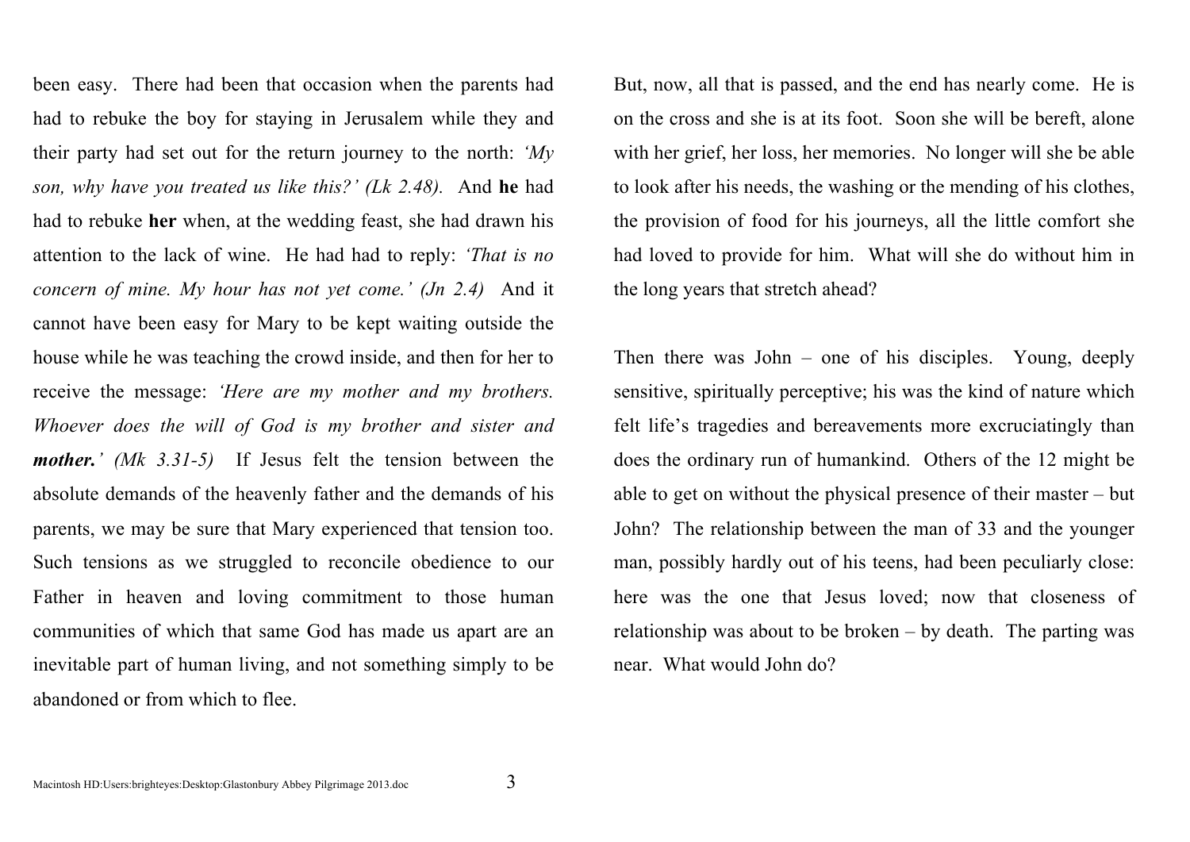been easy. There had been that occasion when the parents had had to rebuke the boy for staying in Jerusalem while they and their party had set out for the return journey to the north: *'My son, why have you treated us like this?' (Lk 2.48).* And **he** had had to rebuke **her** when, at the wedding feast, she had drawn his attention to the lack of wine. He had had to reply: *'That is no concern of mine. My hour has not yet come.' (Jn 2.4)* And it cannot have been easy for Mary to be kept waiting outside the house while he was teaching the crowd inside, and then for her to receive the message: *'Here are my mother and my brothers. Whoever does the will of God is my brother and sister and **mother.**' (Mk 3.31-5)* If Jesus felt the tension between the absolute demands of the heavenly father and the demands of his parents, we may be sure that Mary experienced that tension too. Such tensions as we struggled to reconcile obedience to our Father in heaven and loving commitment to those human communities of which that same God has made us apart are an inevitable part of human living, and not something simply to be abandoned or from which to flee.

But, now, all that is passed, and the end has nearly come. He is on the cross and she is at its foot. Soon she will be bereft, alone with her grief, her loss, her memories. No longer will she be able to look after his needs, the washing or the mending of his clothes, the provision of food for his journeys, all the little comfort she had loved to provide for him. What will she do without him in the long years that stretch ahead?

Then there was John – one of his disciples. Young, deeply sensitive, spiritually perceptive; his was the kind of nature which felt life's tragedies and bereavements more excruciatingly than does the ordinary run of humankind. Others of the 12 might be able to get on without the physical presence of their master – but John? The relationship between the man of 33 and the younger man, possibly hardly out of his teens, had been peculiarly close: here was the one that Jesus loved; now that closeness of relationship was about to be broken – by death. The parting was near. What would John do?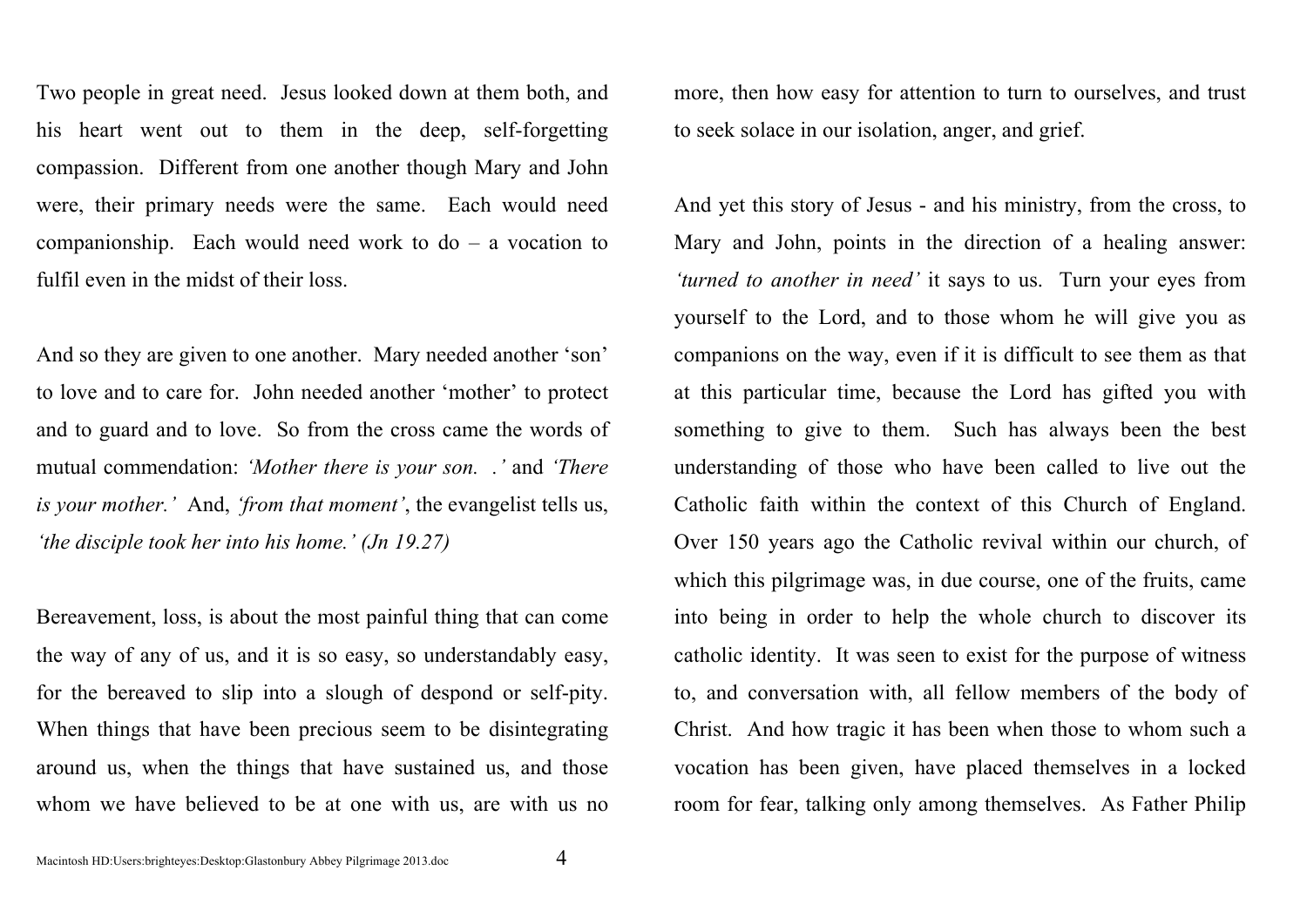Two people in great need. Jesus looked down at them both, and his heart went out to them in the deep, self-forgetting compassion. Different from one another though Mary and John were, their primary needs were the same. Each would need companionship. Each would need work to do – a vocation to fulfil even in the midst of their loss.

And so they are given to one another. Mary needed another 'son' to love and to care for. John needed another 'mother' to protect and to guard and to love. So from the cross came the words of mutual commendation: *'Mother there is your son. .'* and *'There is your mother.'* And, *'from that moment'*, the evangelist tells us, *'the disciple took her into his home.' (Jn 19.27)*

Bereavement, loss, is about the most painful thing that can come the way of any of us, and it is so easy, so understandably easy, for the bereaved to slip into a slough of despond or self-pity. When things that have been precious seem to be disintegrating around us, when the things that have sustained us, and those whom we have believed to be at one with us, are with us no more, then how easy for attention to turn to ourselves, and trust to seek solace in our isolation, anger, and grief.

And yet this story of Jesus - and his ministry, from the cross, to Mary and John, points in the direction of a healing answer: *'turned to another in need'* it says to us. Turn your eyes from yourself to the Lord, and to those whom he will give you as companions on the way, even if it is difficult to see them as that at this particular time, because the Lord has gifted you with something to give to them. Such has always been the best understanding of those who have been called to live out the Catholic faith within the context of this Church of England. Over 150 years ago the Catholic revival within our church, of which this pilgrimage was, in due course, one of the fruits, came into being in order to help the whole church to discover its catholic identity. It was seen to exist for the purpose of witness to, and conversation with, all fellow members of the body of Christ. And how tragic it has been when those to whom such a vocation has been given, have placed themselves in a locked room for fear, talking only among themselves. As Father Philip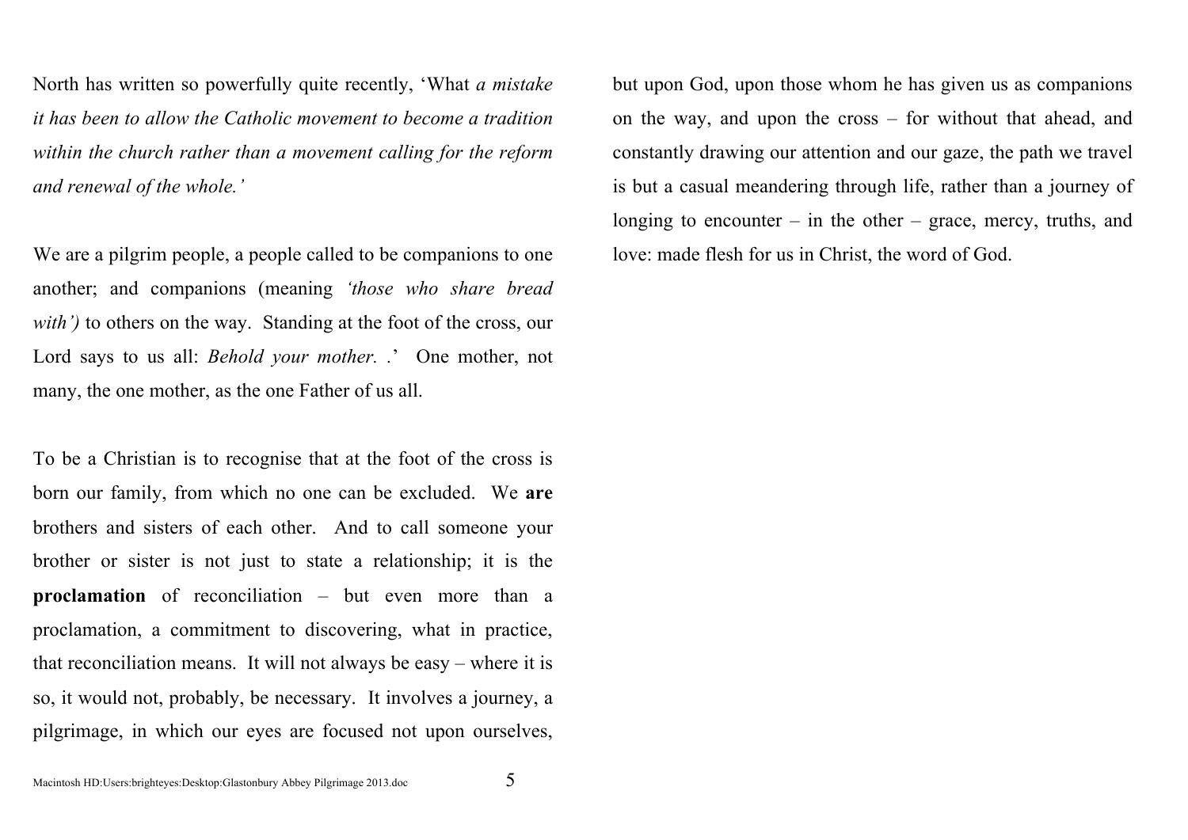North has written so powerfully quite recently, 'What *a mistake it has been to allow the Catholic movement to become a tradition within the church rather than a movement calling for the reform and renewal of the whole.'*

We are a pilgrim people, a people called to be companions to one another; and companions (meaning *'those who share bread with')* to others on the way. Standing at the foot of the cross, our Lord says to us all: *Behold your mother. .'* One mother, not many, the one mother, as the one Father of us all.

To be a Christian is to recognise that at the foot of the cross is born our family, from which no one can be excluded. We **are** brothers and sisters of each other. And to call someone your brother or sister is not just to state a relationship; it is the **proclamation** of reconciliation – but even more than a proclamation, a commitment to discovering, what in practice, that reconciliation means. It will not always be easy – where it is so, it would not, probably, be necessary. It involves a journey, a pilgrimage, in which our eyes are focused not upon ourselves, but upon God, upon those whom he has given us as companions on the way, and upon the cross – for without that ahead, and constantly drawing our attention and our gaze, the path we travel is but a casual meandering through life, rather than a journey of longing to encounter – in the other – grace, mercy, truths, and love: made flesh for us in Christ, the word of God.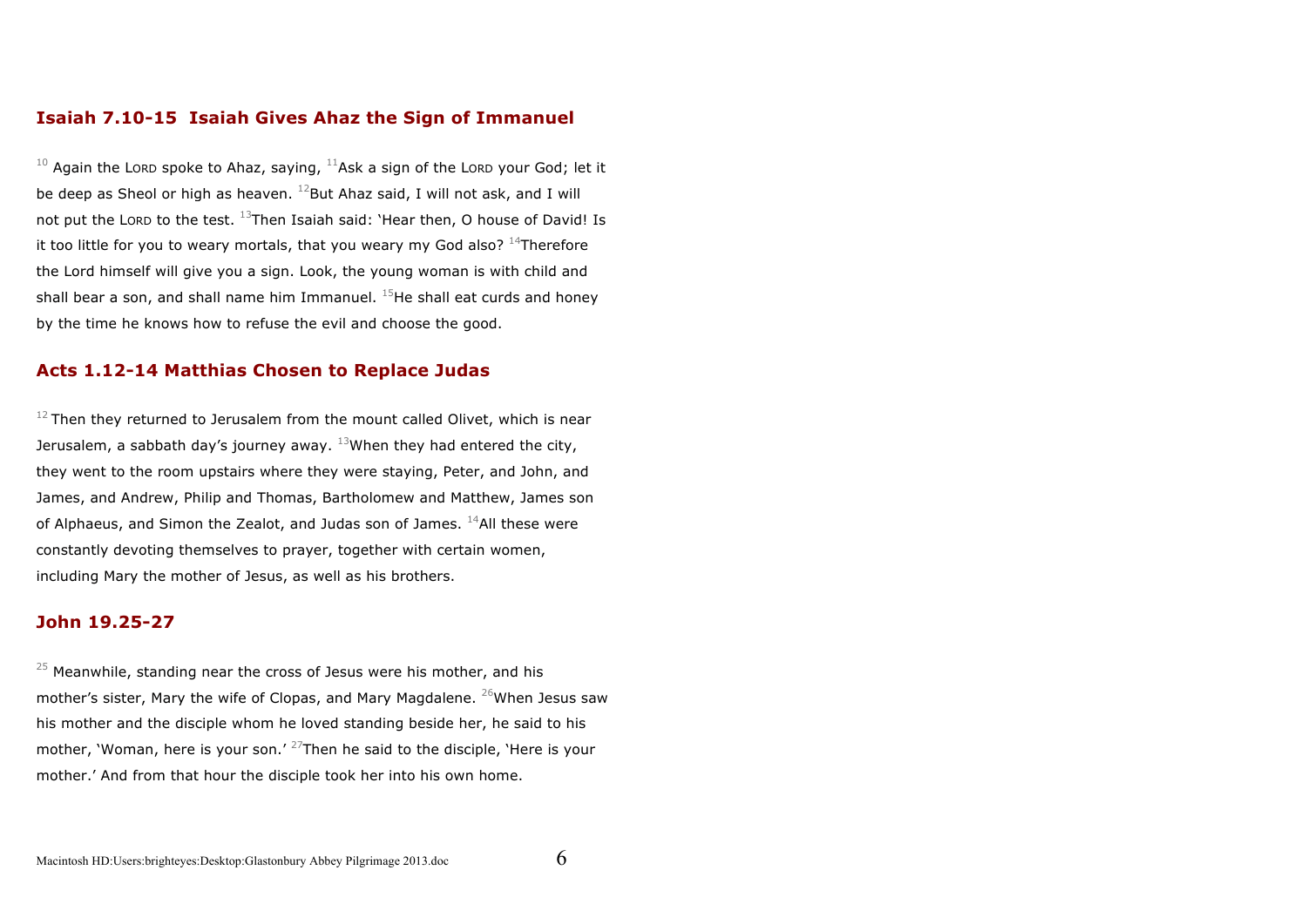## Isaiah 7.10-15 Isaiah Gives Ahaz the Sign of Immanuel

[10] Again the LORD spoke to Ahaz, saying, [11]Ask a sign of the LORD your God; let it be deep as Sheol or high as heaven. [12]But Ahaz said, I will not ask, and I will not put the LORD to the test. [13]Then Isaiah said: 'Hear then, O house of David! Is it too little for you to weary mortals, that you weary my God also? [14]Therefore the Lord himself will give you a sign. Look, the young woman is with child and shall bear a son, and shall name him Immanuel. [15]He shall eat curds and honey by the time he knows how to refuse the evil and choose the good.

## Acts 1.12-14 Matthias Chosen to Replace Judas

[12] Then they returned to Jerusalem from the mount called Olivet, which is near Jerusalem, a sabbath day's journey away. [13]When they had entered the city, they went to the room upstairs where they were staying, Peter, and John, and James, and Andrew, Philip and Thomas, Bartholomew and Matthew, James son of Alphaeus, and Simon the Zealot, and Judas son of James. [14]All these were constantly devoting themselves to prayer, together with certain women, including Mary the mother of Jesus, as well as his brothers.

## John 19.25-27

[25] Meanwhile, standing near the cross of Jesus were his mother, and his mother's sister, Mary the wife of Clopas, and Mary Magdalene. [26]When Jesus saw his mother and the disciple whom he loved standing beside her, he said to his mother, 'Woman, here is your son.' [27]Then he said to the disciple, 'Here is your mother.' And from that hour the disciple took her into his own home.